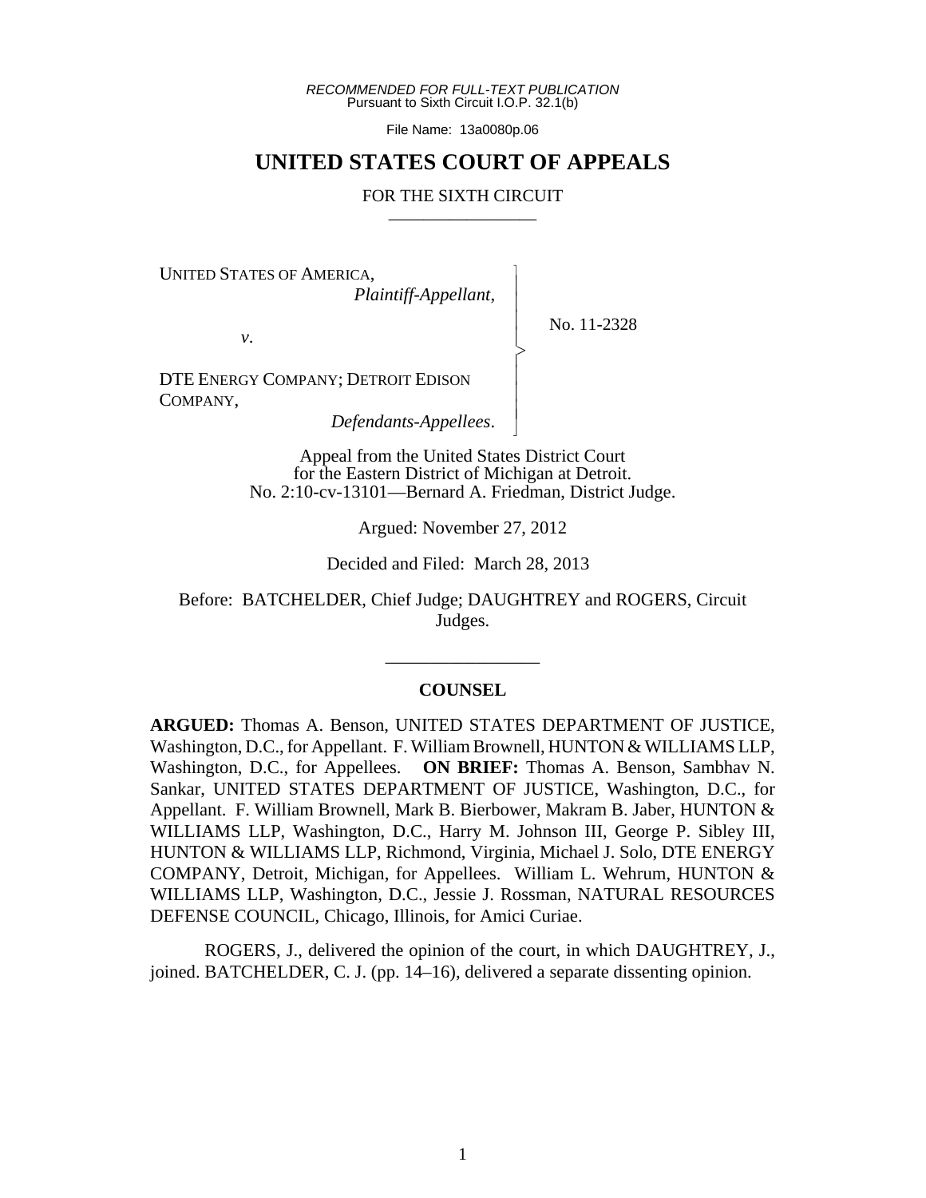*RECOMMENDED FOR FULL-TEXT PUBLICATION*
Pursuant to Sixth Circuit I.O.P. 32.1(b)

File Name: 13a0080p.06

# UNITED STATES COURT OF APPEALS

FOR THE SIXTH CIRCUIT

---

UNITED STATES OF AMERICA,
*Plaintiff-Appellant*,

*v*.

DTE ENERGY COMPANY; DETROIT EDISON COMPANY,
*Defendants-Appellees*.

No. 11-2328

Appeal from the United States District Court
for the Eastern District of Michigan at Detroit.
No. 2:10-cv-13101—Bernard A. Friedman, District Judge.

Argued: November 27, 2012

Decided and Filed: March 28, 2013

Before: BATCHELDER, Chief Judge; DAUGHTREY and ROGERS, Circuit Judges.

---

**COUNSEL**

**ARGUED:** Thomas A. Benson, UNITED STATES DEPARTMENT OF JUSTICE, Washington, D.C., for Appellant. F. William Brownell, HUNTON & WILLIAMS LLP, Washington, D.C., for Appellees. **ON BRIEF:** Thomas A. Benson, Sambhav N. Sankar, UNITED STATES DEPARTMENT OF JUSTICE, Washington, D.C., for Appellant. F. William Brownell, Mark B. Bierbower, Makram B. Jaber, HUNTON & WILLIAMS LLP, Washington, D.C., Harry M. Johnson III, George P. Sibley III, HUNTON & WILLIAMS LLP, Richmond, Virginia, Michael J. Solo, DTE ENERGY COMPANY, Detroit, Michigan, for Appellees. William L. Wehrum, HUNTON & WILLIAMS LLP, Washington, D.C., Jessie J. Rossman, NATURAL RESOURCES DEFENSE COUNCIL, Chicago, Illinois, for Amici Curiae.

ROGERS, J., delivered the opinion of the court, in which DAUGHTREY, J., joined. BATCHELDER, C. J. (pp. 14–16), delivered a separate dissenting opinion.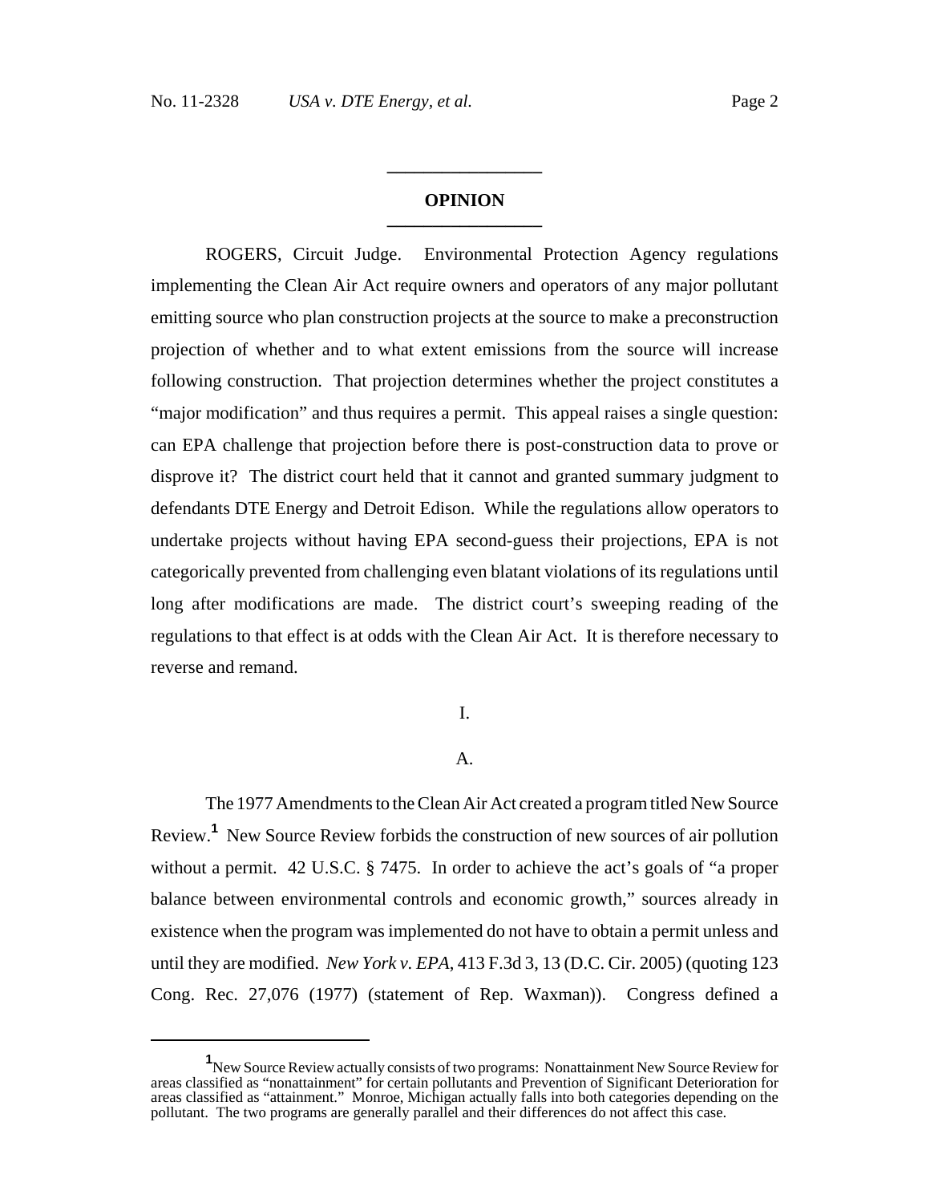## OPINION

ROGERS, Circuit Judge. Environmental Protection Agency regulations implementing the Clean Air Act require owners and operators of any major pollutant emitting source who plan construction projects at the source to make a preconstruction projection of whether and to what extent emissions from the source will increase following construction. That projection determines whether the project constitutes a "major modification" and thus requires a permit. This appeal raises a single question: can EPA challenge that projection before there is post-construction data to prove or disprove it? The district court held that it cannot and granted summary judgment to defendants DTE Energy and Detroit Edison. While the regulations allow operators to undertake projects without having EPA second-guess their projections, EPA is not categorically prevented from challenging even blatant violations of its regulations until long after modifications are made. The district court's sweeping reading of the regulations to that effect is at odds with the Clean Air Act. It is therefore necessary to reverse and remand.

### I.

### A.

The 1977 Amendments to the Clean Air Act created a program titled New Source Review.[1] New Source Review forbids the construction of new sources of air pollution without a permit. 42 U.S.C. § 7475. In order to achieve the act's goals of "a proper balance between environmental controls and economic growth," sources already in existence when the program was implemented do not have to obtain a permit unless and until they are modified. *New York v. EPA*, 413 F.3d 3, 13 (D.C. Cir. 2005) (quoting 123 Cong. Rec. 27,076 (1977) (statement of Rep. Waxman)). Congress defined a

---

[1] New Source Review actually consists of two programs: Nonattainment New Source Review for areas classified as "nonattainment" for certain pollutants and Prevention of Significant Deterioration for areas classified as "attainment." Monroe, Michigan actually falls into both categories depending on the pollutant. The two programs are generally parallel and their differences do not affect this case.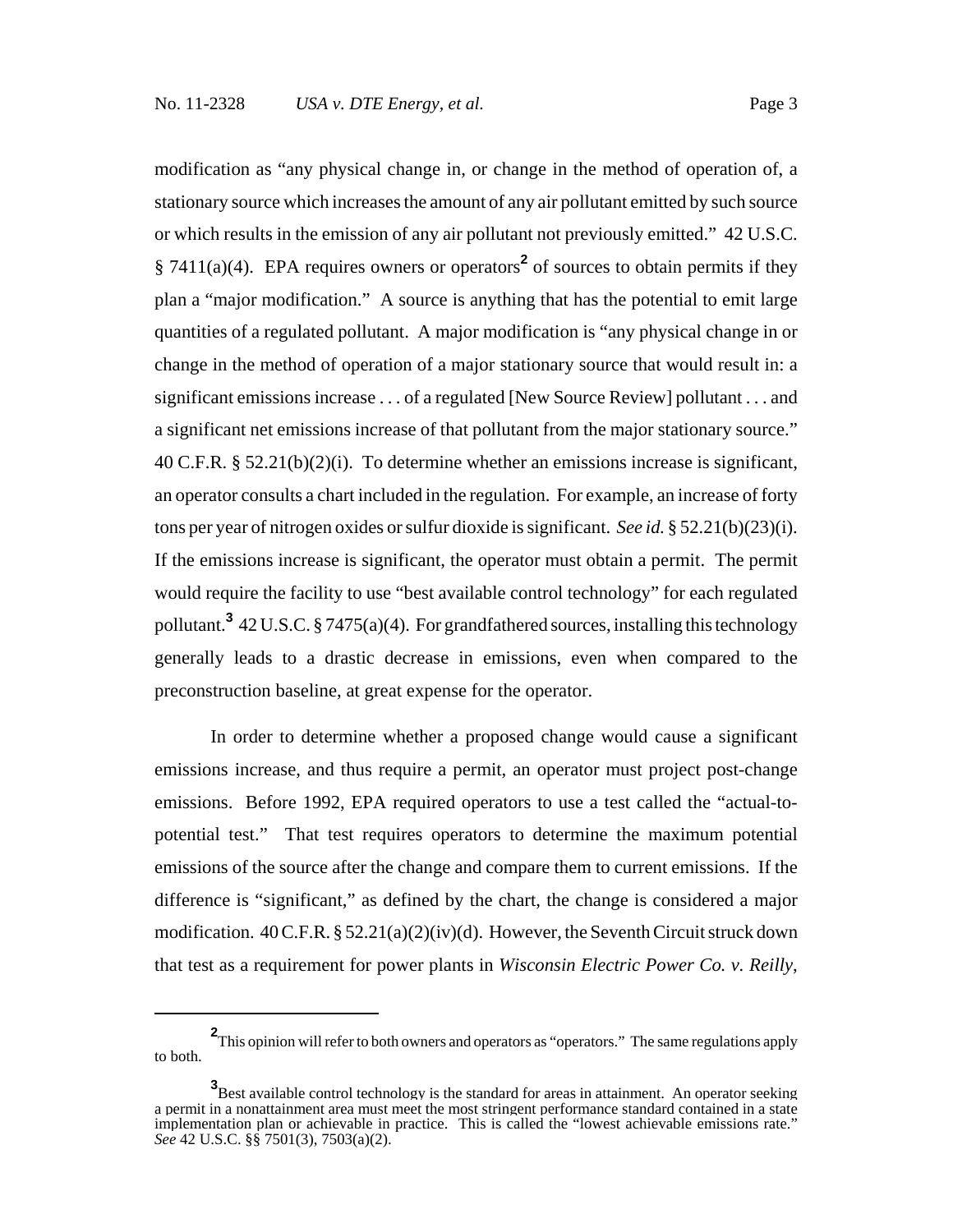modification as "any physical change in, or change in the method of operation of, a stationary source which increases the amount of any air pollutant emitted by such source or which results in the emission of any air pollutant not previously emitted." 42 U.S.C. § 7411(a)(4). EPA requires owners or operators[2] of sources to obtain permits if they plan a "major modification." A source is anything that has the potential to emit large quantities of a regulated pollutant. A major modification is "any physical change in or change in the method of operation of a major stationary source that would result in: a significant emissions increase . . . of a regulated [New Source Review] pollutant . . . and a significant net emissions increase of that pollutant from the major stationary source." 40 C.F.R. § 52.21(b)(2)(i). To determine whether an emissions increase is significant, an operator consults a chart included in the regulation. For example, an increase of forty tons per year of nitrogen oxides or sulfur dioxide is significant. *See id.* § 52.21(b)(23)(i). If the emissions increase is significant, the operator must obtain a permit. The permit would require the facility to use "best available control technology" for each regulated pollutant.[3] 42 U.S.C. § 7475(a)(4). For grandfathered sources, installing this technology generally leads to a drastic decrease in emissions, even when compared to the preconstruction baseline, at great expense for the operator.

In order to determine whether a proposed change would cause a significant emissions increase, and thus require a permit, an operator must project post-change emissions. Before 1992, EPA required operators to use a test called the "actual-to-potential test." That test requires operators to determine the maximum potential emissions of the source after the change and compare them to current emissions. If the difference is "significant," as defined by the chart, the change is considered a major modification. 40 C.F.R. § 52.21(a)(2)(iv)(d). However, the Seventh Circuit struck down that test as a requirement for power plants in *Wisconsin Electric Power Co. v. Reilly*,

---

[2] This opinion will refer to both owners and operators as "operators." The same regulations apply to both.

[3] Best available control technology is the standard for areas in attainment. An operator seeking a permit in a nonattainment area must meet the most stringent performance standard contained in a state implementation plan or achievable in practice. This is called the "lowest achievable emissions rate." *See* 42 U.S.C. §§ 7501(3), 7503(a)(2).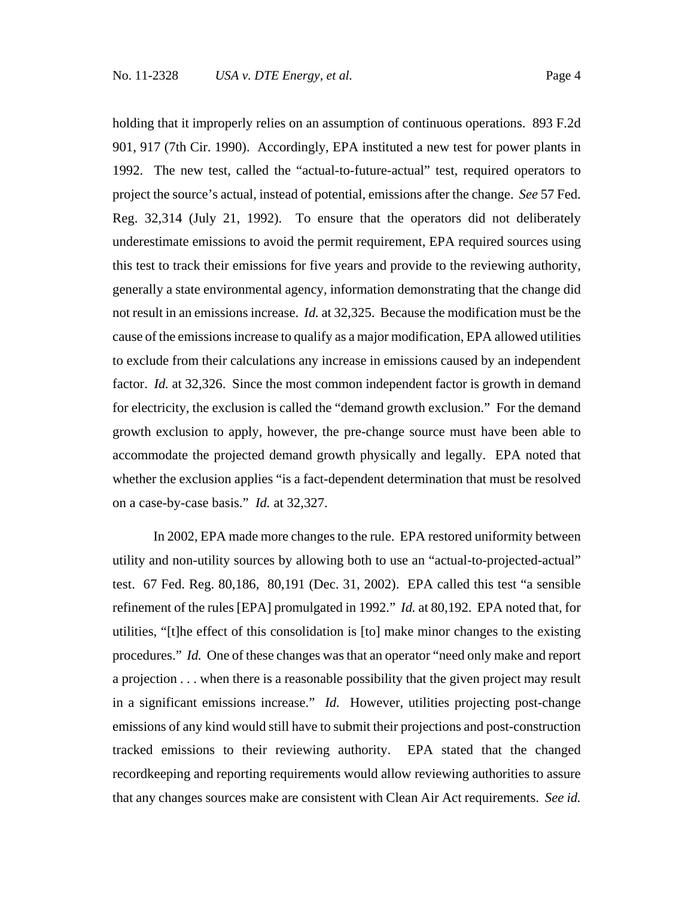holding that it improperly relies on an assumption of continuous operations. 893 F.2d 901, 917 (7th Cir. 1990). Accordingly, EPA instituted a new test for power plants in 1992. The new test, called the "actual-to-future-actual" test, required operators to project the source's actual, instead of potential, emissions after the change. *See* 57 Fed. Reg. 32,314 (July 21, 1992). To ensure that the operators did not deliberately underestimate emissions to avoid the permit requirement, EPA required sources using this test to track their emissions for five years and provide to the reviewing authority, generally a state environmental agency, information demonstrating that the change did not result in an emissions increase. *Id.* at 32,325. Because the modification must be the cause of the emissions increase to qualify as a major modification, EPA allowed utilities to exclude from their calculations any increase in emissions caused by an independent factor. *Id.* at 32,326. Since the most common independent factor is growth in demand for electricity, the exclusion is called the "demand growth exclusion." For the demand growth exclusion to apply, however, the pre-change source must have been able to accommodate the projected demand growth physically and legally. EPA noted that whether the exclusion applies "is a fact-dependent determination that must be resolved on a case-by-case basis." *Id.* at 32,327.

In 2002, EPA made more changes to the rule. EPA restored uniformity between utility and non-utility sources by allowing both to use an "actual-to-projected-actual" test. 67 Fed. Reg. 80,186, 80,191 (Dec. 31, 2002). EPA called this test "a sensible refinement of the rules [EPA] promulgated in 1992." *Id.* at 80,192. EPA noted that, for utilities, "[t]he effect of this consolidation is [to] make minor changes to the existing procedures." *Id.* One of these changes was that an operator "need only make and report a projection . . . when there is a reasonable possibility that the given project may result in a significant emissions increase." *Id.* However, utilities projecting post-change emissions of any kind would still have to submit their projections and post-construction tracked emissions to their reviewing authority. EPA stated that the changed recordkeeping and reporting requirements would allow reviewing authorities to assure that any changes sources make are consistent with Clean Air Act requirements. *See id.*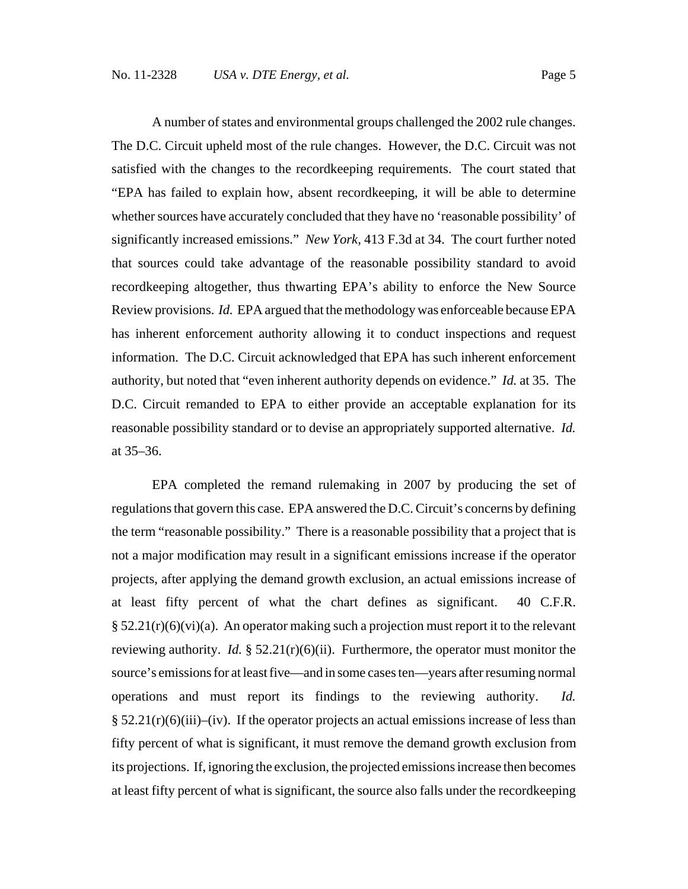A number of states and environmental groups challenged the 2002 rule changes. The D.C. Circuit upheld most of the rule changes. However, the D.C. Circuit was not satisfied with the changes to the recordkeeping requirements. The court stated that "EPA has failed to explain how, absent recordkeeping, it will be able to determine whether sources have accurately concluded that they have no 'reasonable possibility' of significantly increased emissions." *New York,* 413 F.3d at 34. The court further noted that sources could take advantage of the reasonable possibility standard to avoid recordkeeping altogether, thus thwarting EPA's ability to enforce the New Source Review provisions. *Id.* EPA argued that the methodology was enforceable because EPA has inherent enforcement authority allowing it to conduct inspections and request information. The D.C. Circuit acknowledged that EPA has such inherent enforcement authority, but noted that "even inherent authority depends on evidence." *Id.* at 35. The D.C. Circuit remanded to EPA to either provide an acceptable explanation for its reasonable possibility standard or to devise an appropriately supported alternative. *Id.* at 35–36.

EPA completed the remand rulemaking in 2007 by producing the set of regulations that govern this case. EPA answered the D.C. Circuit's concerns by defining the term "reasonable possibility." There is a reasonable possibility that a project that is not a major modification may result in a significant emissions increase if the operator projects, after applying the demand growth exclusion, an actual emissions increase of at least fifty percent of what the chart defines as significant. 40 C.F.R. § 52.21(r)(6)(vi)(a). An operator making such a projection must report it to the relevant reviewing authority. *Id.* § 52.21(r)(6)(ii). Furthermore, the operator must monitor the source's emissions for at least five—and in some cases ten—years after resuming normal operations and must report its findings to the reviewing authority. *Id.* § 52.21(r)(6)(iii)–(iv). If the operator projects an actual emissions increase of less than fifty percent of what is significant, it must remove the demand growth exclusion from its projections. If, ignoring the exclusion, the projected emissions increase then becomes at least fifty percent of what is significant, the source also falls under the recordkeeping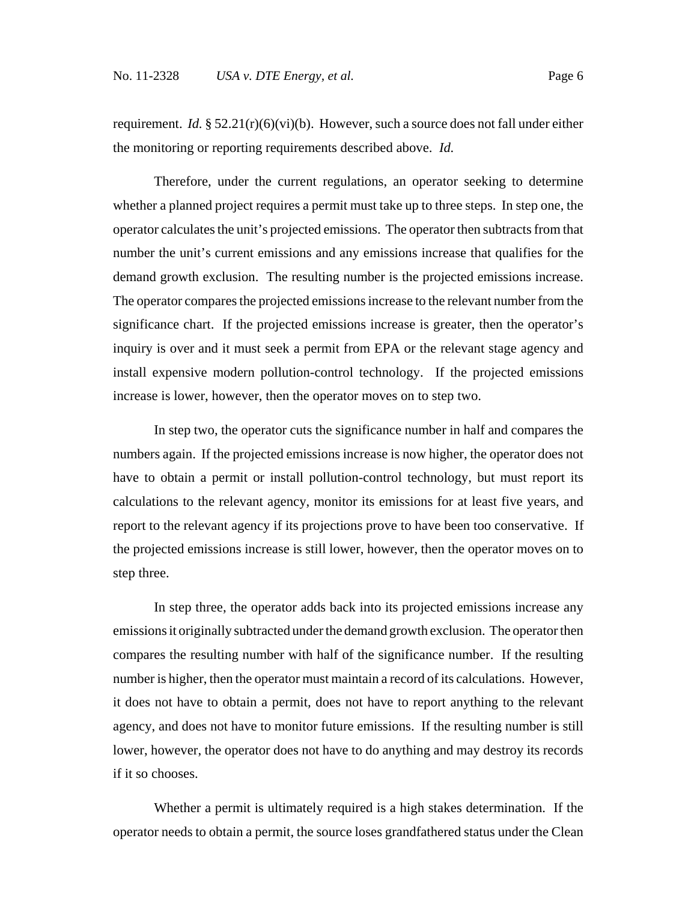requirement. *Id.* § 52.21(r)(6)(vi)(b). However, such a source does not fall under either the monitoring or reporting requirements described above. *Id.*

Therefore, under the current regulations, an operator seeking to determine whether a planned project requires a permit must take up to three steps. In step one, the operator calculates the unit's projected emissions. The operator then subtracts from that number the unit's current emissions and any emissions increase that qualifies for the demand growth exclusion. The resulting number is the projected emissions increase. The operator compares the projected emissions increase to the relevant number from the significance chart. If the projected emissions increase is greater, then the operator's inquiry is over and it must seek a permit from EPA or the relevant stage agency and install expensive modern pollution-control technology. If the projected emissions increase is lower, however, then the operator moves on to step two.

In step two, the operator cuts the significance number in half and compares the numbers again. If the projected emissions increase is now higher, the operator does not have to obtain a permit or install pollution-control technology, but must report its calculations to the relevant agency, monitor its emissions for at least five years, and report to the relevant agency if its projections prove to have been too conservative. If the projected emissions increase is still lower, however, then the operator moves on to step three.

In step three, the operator adds back into its projected emissions increase any emissions it originally subtracted under the demand growth exclusion. The operator then compares the resulting number with half of the significance number. If the resulting number is higher, then the operator must maintain a record of its calculations. However, it does not have to obtain a permit, does not have to report anything to the relevant agency, and does not have to monitor future emissions. If the resulting number is still lower, however, the operator does not have to do anything and may destroy its records if it so chooses.

Whether a permit is ultimately required is a high stakes determination. If the operator needs to obtain a permit, the source loses grandfathered status under the Clean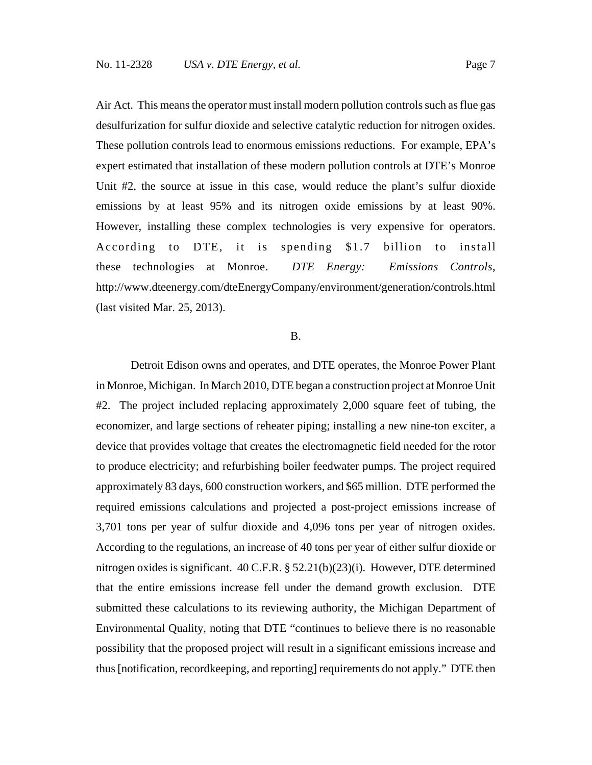Air Act. This means the operator must install modern pollution controls such as flue gas desulfurization for sulfur dioxide and selective catalytic reduction for nitrogen oxides. These pollution controls lead to enormous emissions reductions. For example, EPA's expert estimated that installation of these modern pollution controls at DTE's Monroe Unit #2, the source at issue in this case, would reduce the plant's sulfur dioxide emissions by at least 95% and its nitrogen oxide emissions by at least 90%. However, installing these complex technologies is very expensive for operators. According to DTE, it is spending $1.7 billion to install these technologies at Monroe. *DTE Energy: Emissions Controls*, http://www.dteenergy.com/dteEnergyCompany/environment/generation/controls.html (last visited Mar. 25, 2013).

## B.

Detroit Edison owns and operates, and DTE operates, the Monroe Power Plant in Monroe, Michigan. In March 2010, DTE began a construction project at Monroe Unit #2. The project included replacing approximately 2,000 square feet of tubing, the economizer, and large sections of reheater piping; installing a new nine-ton exciter, a device that provides voltage that creates the electromagnetic field needed for the rotor to produce electricity; and refurbishing boiler feedwater pumps. The project required approximately 83 days, 600 construction workers, and $65 million. DTE performed the required emissions calculations and projected a post-project emissions increase of 3,701 tons per year of sulfur dioxide and 4,096 tons per year of nitrogen oxides. According to the regulations, an increase of 40 tons per year of either sulfur dioxide or nitrogen oxides is significant. 40 C.F.R. § 52.21(b)(23)(i). However, DTE determined that the entire emissions increase fell under the demand growth exclusion. DTE submitted these calculations to its reviewing authority, the Michigan Department of Environmental Quality, noting that DTE "continues to believe there is no reasonable possibility that the proposed project will result in a significant emissions increase and thus [notification, recordkeeping, and reporting] requirements do not apply." DTE then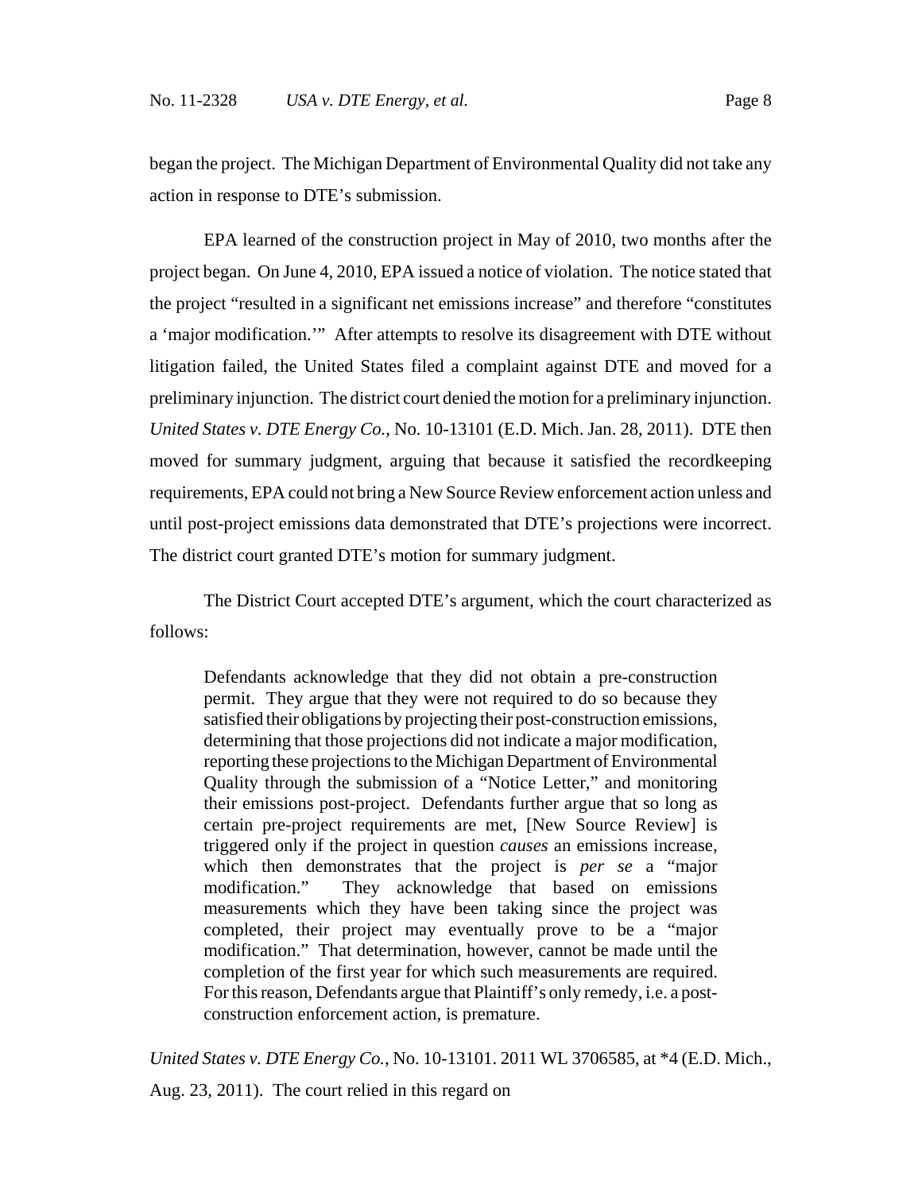began the project. The Michigan Department of Environmental Quality did not take any action in response to DTE's submission.

EPA learned of the construction project in May of 2010, two months after the project began. On June 4, 2010, EPA issued a notice of violation. The notice stated that the project "resulted in a significant net emissions increase" and therefore "constitutes a 'major modification.'" After attempts to resolve its disagreement with DTE without litigation failed, the United States filed a complaint against DTE and moved for a preliminary injunction. The district court denied the motion for a preliminary injunction. *United States v. DTE Energy Co.*, No. 10-13101 (E.D. Mich. Jan. 28, 2011). DTE then moved for summary judgment, arguing that because it satisfied the recordkeeping requirements, EPA could not bring a New Source Review enforcement action unless and until post-project emissions data demonstrated that DTE's projections were incorrect. The district court granted DTE's motion for summary judgment.

The District Court accepted DTE's argument, which the court characterized as follows:

> Defendants acknowledge that they did not obtain a pre-construction permit. They argue that they were not required to do so because they satisfied their obligations by projecting their post-construction emissions, determining that those projections did not indicate a major modification, reporting these projections to the Michigan Department of Environmental Quality through the submission of a "Notice Letter," and monitoring their emissions post-project. Defendants further argue that so long as certain pre-project requirements are met, [New Source Review] is triggered only if the project in question *causes* an emissions increase, which then demonstrates that the project is *per se* a "major modification." They acknowledge that based on emissions measurements which they have been taking since the project was completed, their project may eventually prove to be a "major modification." That determination, however, cannot be made until the completion of the first year for which such measurements are required. For this reason, Defendants argue that Plaintiff's only remedy, i.e. a post-construction enforcement action, is premature.

*United States v. DTE Energy Co.*, No. 10-13101. 2011 WL 3706585, at *4 (E.D. Mich., Aug. 23, 2011). The court relied in this regard on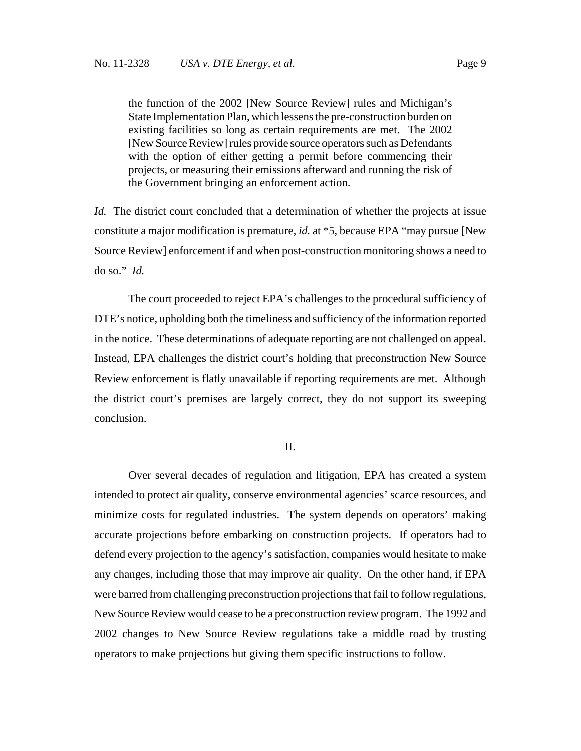> the function of the 2002 [New Source Review] rules and Michigan's State Implementation Plan, which lessens the pre-construction burden on existing facilities so long as certain requirements are met. The 2002 [New Source Review] rules provide source operators such as Defendants with the option of either getting a permit before commencing their projects, or measuring their emissions afterward and running the risk of the Government bringing an enforcement action.

*Id.* The district court concluded that a determination of whether the projects at issue constitute a major modification is premature, *id.* at *5, because EPA "may pursue [New Source Review] enforcement if and when post-construction monitoring shows a need to do so." *Id.*

The court proceeded to reject EPA's challenges to the procedural sufficiency of DTE's notice, upholding both the timeliness and sufficiency of the information reported in the notice. These determinations of adequate reporting are not challenged on appeal. Instead, EPA challenges the district court's holding that preconstruction New Source Review enforcement is flatly unavailable if reporting requirements are met. Although the district court's premises are largely correct, they do not support its sweeping conclusion.

## II.

Over several decades of regulation and litigation, EPA has created a system intended to protect air quality, conserve environmental agencies' scarce resources, and minimize costs for regulated industries. The system depends on operators' making accurate projections before embarking on construction projects. If operators had to defend every projection to the agency's satisfaction, companies would hesitate to make any changes, including those that may improve air quality. On the other hand, if EPA were barred from challenging preconstruction projections that fail to follow regulations, New Source Review would cease to be a preconstruction review program. The 1992 and 2002 changes to New Source Review regulations take a middle road by trusting operators to make projections but giving them specific instructions to follow.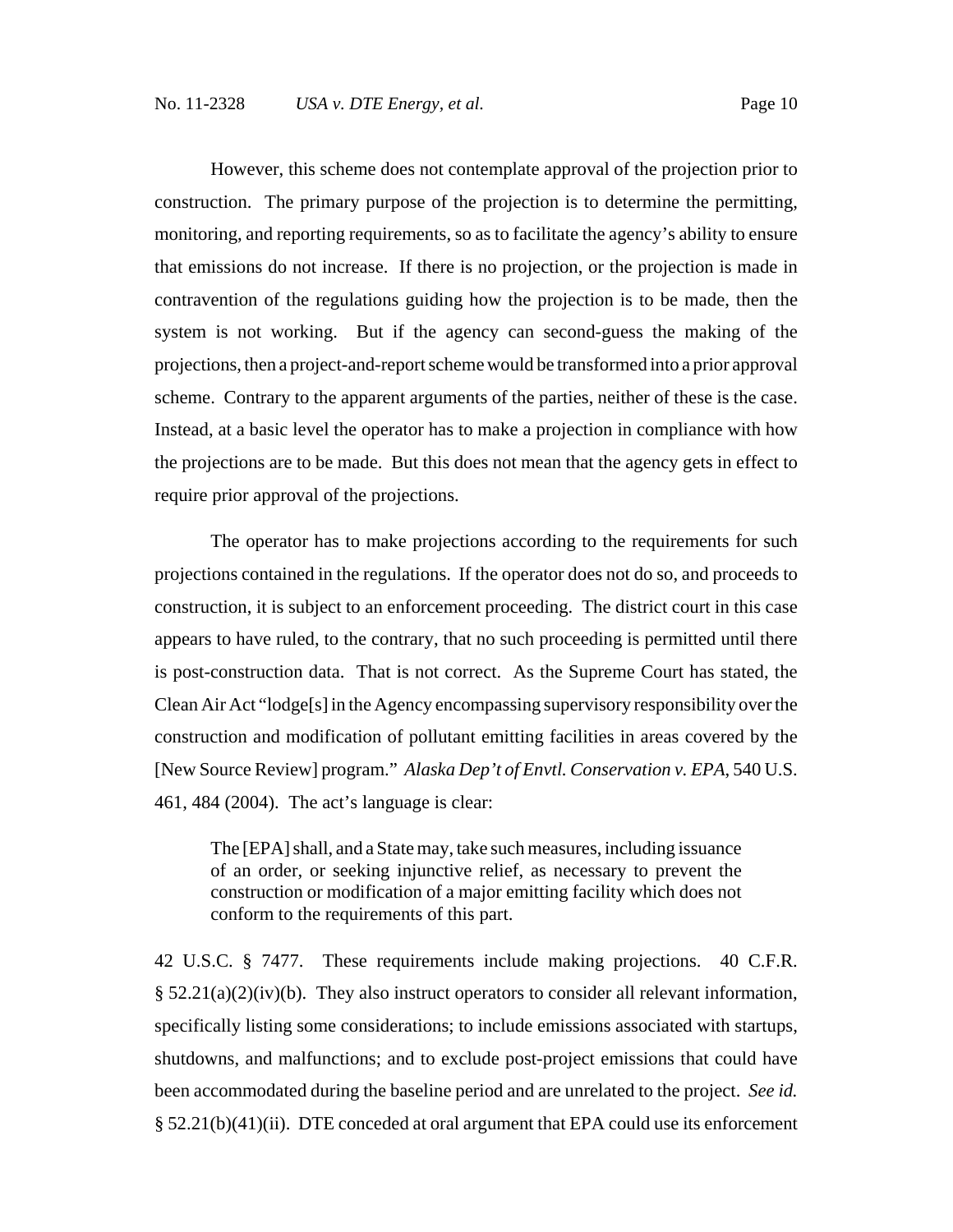However, this scheme does not contemplate approval of the projection prior to construction. The primary purpose of the projection is to determine the permitting, monitoring, and reporting requirements, so as to facilitate the agency's ability to ensure that emissions do not increase. If there is no projection, or the projection is made in contravention of the regulations guiding how the projection is to be made, then the system is not working. But if the agency can second-guess the making of the projections, then a project-and-report scheme would be transformed into a prior approval scheme. Contrary to the apparent arguments of the parties, neither of these is the case. Instead, at a basic level the operator has to make a projection in compliance with how the projections are to be made. But this does not mean that the agency gets in effect to require prior approval of the projections.

The operator has to make projections according to the requirements for such projections contained in the regulations. If the operator does not do so, and proceeds to construction, it is subject to an enforcement proceeding. The district court in this case appears to have ruled, to the contrary, that no such proceeding is permitted until there is post-construction data. That is not correct. As the Supreme Court has stated, the Clean Air Act "lodge[s] in the Agency encompassing supervisory responsibility over the construction and modification of pollutant emitting facilities in areas covered by the [New Source Review] program." *Alaska Dep't of Envtl. Conservation v. EPA*, 540 U.S. 461, 484 (2004). The act's language is clear:

> The [EPA] shall, and a State may, take such measures, including issuance of an order, or seeking injunctive relief, as necessary to prevent the construction or modification of a major emitting facility which does not conform to the requirements of this part.

42 U.S.C. § 7477. These requirements include making projections. 40 C.F.R. § 52.21(a)(2)(iv)(b). They also instruct operators to consider all relevant information, specifically listing some considerations; to include emissions associated with startups, shutdowns, and malfunctions; and to exclude post-project emissions that could have been accommodated during the baseline period and are unrelated to the project. *See id.* § 52.21(b)(41)(ii). DTE conceded at oral argument that EPA could use its enforcement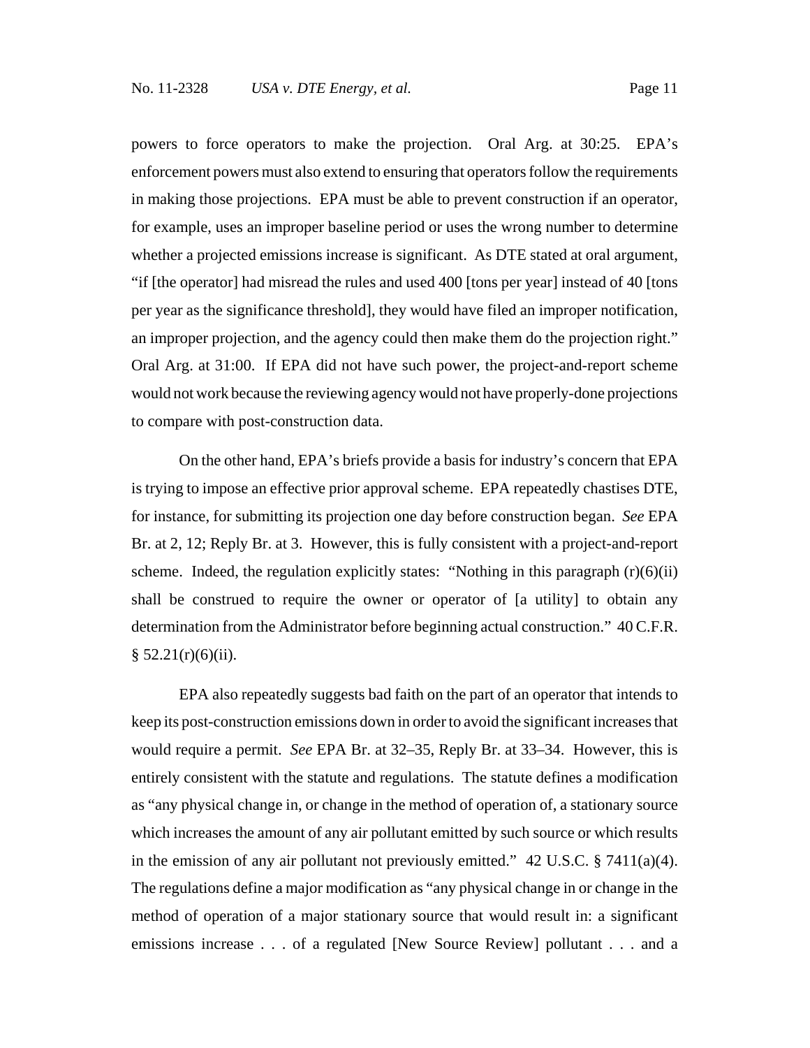powers to force operators to make the projection. Oral Arg. at 30:25. EPA's enforcement powers must also extend to ensuring that operators follow the requirements in making those projections. EPA must be able to prevent construction if an operator, for example, uses an improper baseline period or uses the wrong number to determine whether a projected emissions increase is significant. As DTE stated at oral argument, "if [the operator] had misread the rules and used 400 [tons per year] instead of 40 [tons per year as the significance threshold], they would have filed an improper notification, an improper projection, and the agency could then make them do the projection right." Oral Arg. at 31:00. If EPA did not have such power, the project-and-report scheme would not work because the reviewing agency would not have properly-done projections to compare with post-construction data.

On the other hand, EPA's briefs provide a basis for industry's concern that EPA is trying to impose an effective prior approval scheme. EPA repeatedly chastises DTE, for instance, for submitting its projection one day before construction began. *See* EPA Br. at 2, 12; Reply Br. at 3. However, this is fully consistent with a project-and-report scheme. Indeed, the regulation explicitly states: "Nothing in this paragraph (r)(6)(ii) shall be construed to require the owner or operator of [a utility] to obtain any determination from the Administrator before beginning actual construction." 40 C.F.R. § 52.21(r)(6)(ii).

EPA also repeatedly suggests bad faith on the part of an operator that intends to keep its post-construction emissions down in order to avoid the significant increases that would require a permit. *See* EPA Br. at 32–35, Reply Br. at 33–34. However, this is entirely consistent with the statute and regulations. The statute defines a modification as "any physical change in, or change in the method of operation of, a stationary source which increases the amount of any air pollutant emitted by such source or which results in the emission of any air pollutant not previously emitted." 42 U.S.C. § 7411(a)(4). The regulations define a major modification as "any physical change in or change in the method of operation of a major stationary source that would result in: a significant emissions increase . . . of a regulated [New Source Review] pollutant . . . and a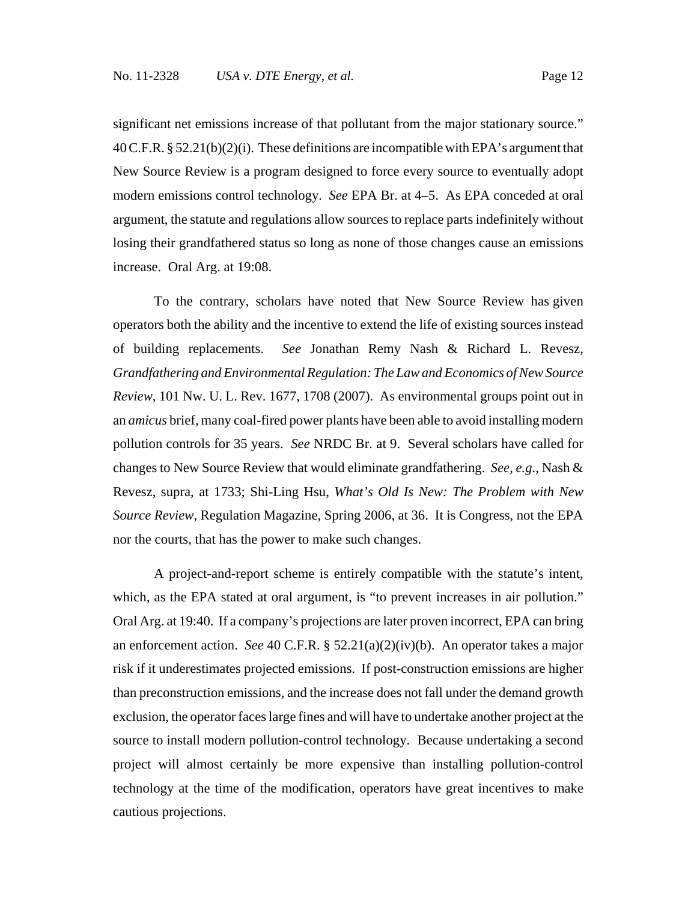significant net emissions increase of that pollutant from the major stationary source." 40 C.F.R. § 52.21(b)(2)(i). These definitions are incompatible with EPA's argument that New Source Review is a program designed to force every source to eventually adopt modern emissions control technology. *See* EPA Br. at 4–5. As EPA conceded at oral argument, the statute and regulations allow sources to replace parts indefinitely without losing their grandfathered status so long as none of those changes cause an emissions increase. Oral Arg. at 19:08.

To the contrary, scholars have noted that New Source Review has given operators both the ability and the incentive to extend the life of existing sources instead of building replacements. *See* Jonathan Remy Nash & Richard L. Revesz, *Grandfathering and Environmental Regulation: The Law and Economics of New Source Review*, 101 Nw. U. L. Rev. 1677, 1708 (2007). As environmental groups point out in an *amicus* brief, many coal-fired power plants have been able to avoid installing modern pollution controls for 35 years. *See* NRDC Br. at 9. Several scholars have called for changes to New Source Review that would eliminate grandfathering. *See, e.g.*, Nash & Revesz, supra, at 1733; Shi-Ling Hsu, *What's Old Is New: The Problem with New Source Review*, Regulation Magazine, Spring 2006, at 36. It is Congress, not the EPA nor the courts, that has the power to make such changes.

A project-and-report scheme is entirely compatible with the statute's intent, which, as the EPA stated at oral argument, is "to prevent increases in air pollution." Oral Arg. at 19:40. If a company's projections are later proven incorrect, EPA can bring an enforcement action. *See* 40 C.F.R. § 52.21(a)(2)(iv)(b). An operator takes a major risk if it underestimates projected emissions. If post-construction emissions are higher than preconstruction emissions, and the increase does not fall under the demand growth exclusion, the operator faces large fines and will have to undertake another project at the source to install modern pollution-control technology. Because undertaking a second project will almost certainly be more expensive than installing pollution-control technology at the time of the modification, operators have great incentives to make cautious projections.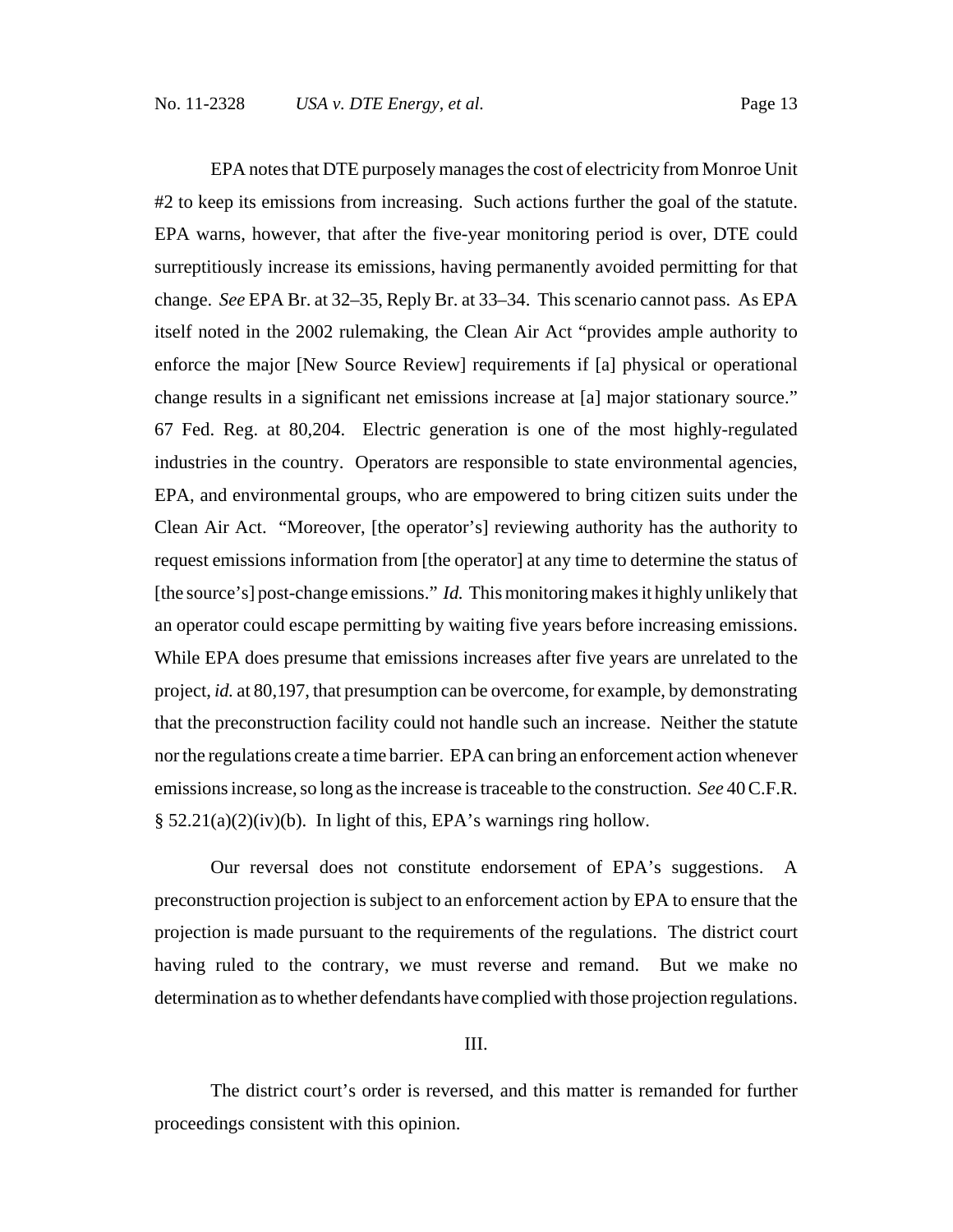EPA notes that DTE purposely manages the cost of electricity from Monroe Unit #2 to keep its emissions from increasing. Such actions further the goal of the statute. EPA warns, however, that after the five-year monitoring period is over, DTE could surreptitiously increase its emissions, having permanently avoided permitting for that change. *See* EPA Br. at 32–35, Reply Br. at 33–34. This scenario cannot pass. As EPA itself noted in the 2002 rulemaking, the Clean Air Act "provides ample authority to enforce the major [New Source Review] requirements if [a] physical or operational change results in a significant net emissions increase at [a] major stationary source." 67 Fed. Reg. at 80,204. Electric generation is one of the most highly-regulated industries in the country. Operators are responsible to state environmental agencies, EPA, and environmental groups, who are empowered to bring citizen suits under the Clean Air Act. "Moreover, [the operator's] reviewing authority has the authority to request emissions information from [the operator] at any time to determine the status of [the source's] post-change emissions." *Id.* This monitoring makes it highly unlikely that an operator could escape permitting by waiting five years before increasing emissions. While EPA does presume that emissions increases after five years are unrelated to the project, *id.* at 80,197, that presumption can be overcome, for example, by demonstrating that the preconstruction facility could not handle such an increase. Neither the statute nor the regulations create a time barrier. EPA can bring an enforcement action whenever emissions increase, so long as the increase is traceable to the construction. *See* 40 C.F.R. § 52.21(a)(2)(iv)(b). In light of this, EPA's warnings ring hollow.

Our reversal does not constitute endorsement of EPA's suggestions. A preconstruction projection is subject to an enforcement action by EPA to ensure that the projection is made pursuant to the requirements of the regulations. The district court having ruled to the contrary, we must reverse and remand. But we make no determination as to whether defendants have complied with those projection regulations.

## III.

The district court's order is reversed, and this matter is remanded for further proceedings consistent with this opinion.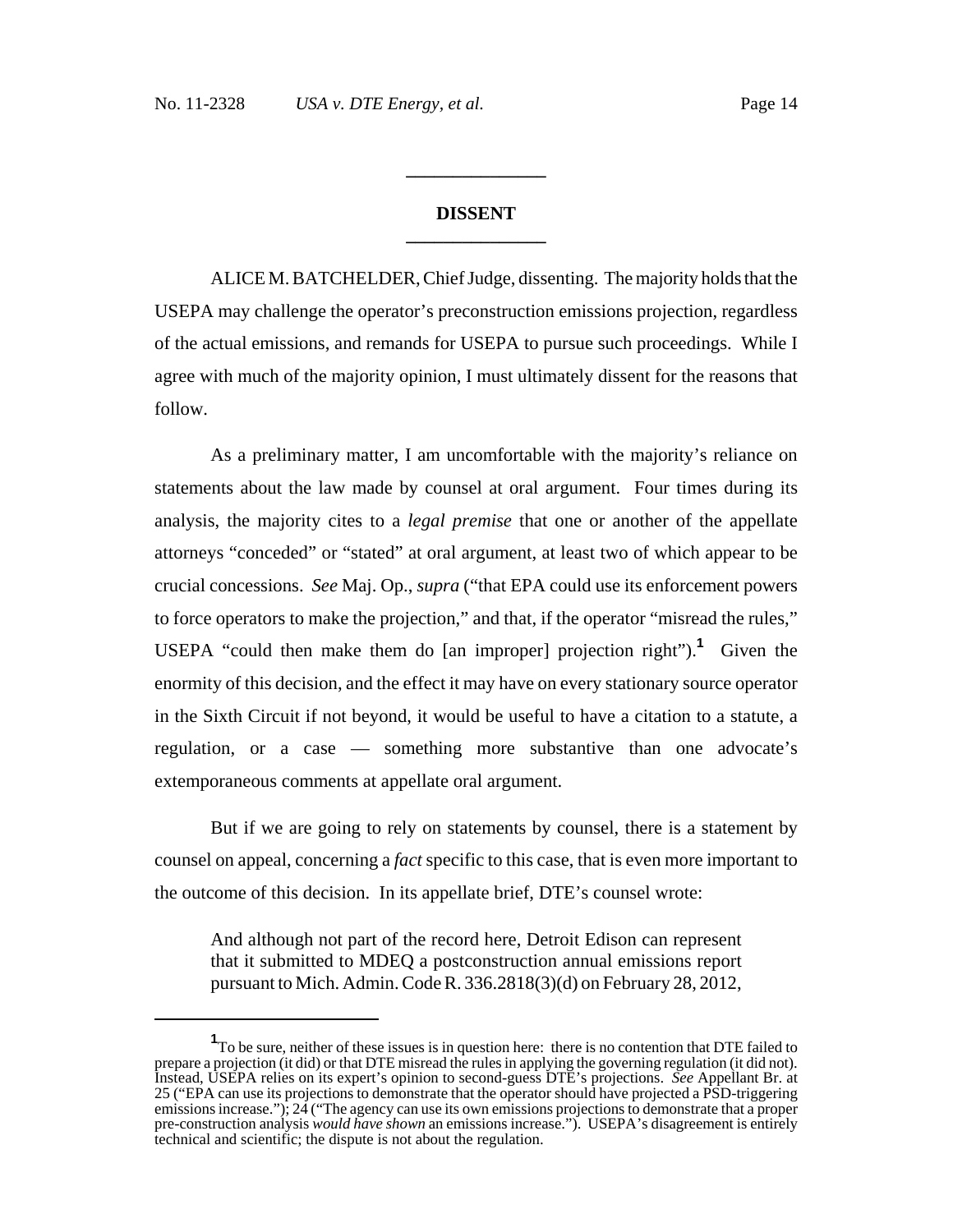## DISSENT

ALICE M. BATCHELDER, Chief Judge, dissenting. The majority holds that the USEPA may challenge the operator's preconstruction emissions projection, regardless of the actual emissions, and remands for USEPA to pursue such proceedings. While I agree with much of the majority opinion, I must ultimately dissent for the reasons that follow.

As a preliminary matter, I am uncomfortable with the majority's reliance on statements about the law made by counsel at oral argument. Four times during its analysis, the majority cites to a *legal premise* that one or another of the appellate attorneys "conceded" or "stated" at oral argument, at least two of which appear to be crucial concessions. *See* Maj. Op., *supra* ("that EPA could use its enforcement powers to force operators to make the projection," and that, if the operator "misread the rules," USEPA "could then make them do [an improper] projection right").[1] Given the enormity of this decision, and the effect it may have on every stationary source operator in the Sixth Circuit if not beyond, it would be useful to have a citation to a statute, a regulation, or a case — something more substantive than one advocate's extemporaneous comments at appellate oral argument.

But if we are going to rely on statements by counsel, there is a statement by counsel on appeal, concerning a *fact* specific to this case, that is even more important to the outcome of this decision. In its appellate brief, DTE's counsel wrote:

> And although not part of the record here, Detroit Edison can represent that it submitted to MDEQ a postconstruction annual emissions report pursuant to Mich. Admin. Code R. 336.2818(3)(d) on February 28, 2012,

---

[1] To be sure, neither of these issues is in question here: there is no contention that DTE failed to prepare a projection (it did) or that DTE misread the rules in applying the governing regulation (it did not). Instead, USEPA relies on its expert's opinion to second-guess DTE's projections. *See* Appellant Br. at 25 ("EPA can use its projections to demonstrate that the operator should have projected a PSD-triggering emissions increase."); 24 ("The agency can use its own emissions projections to demonstrate that a proper pre-construction analysis *would have shown* an emissions increase."). USEPA's disagreement is entirely technical and scientific; the dispute is not about the regulation.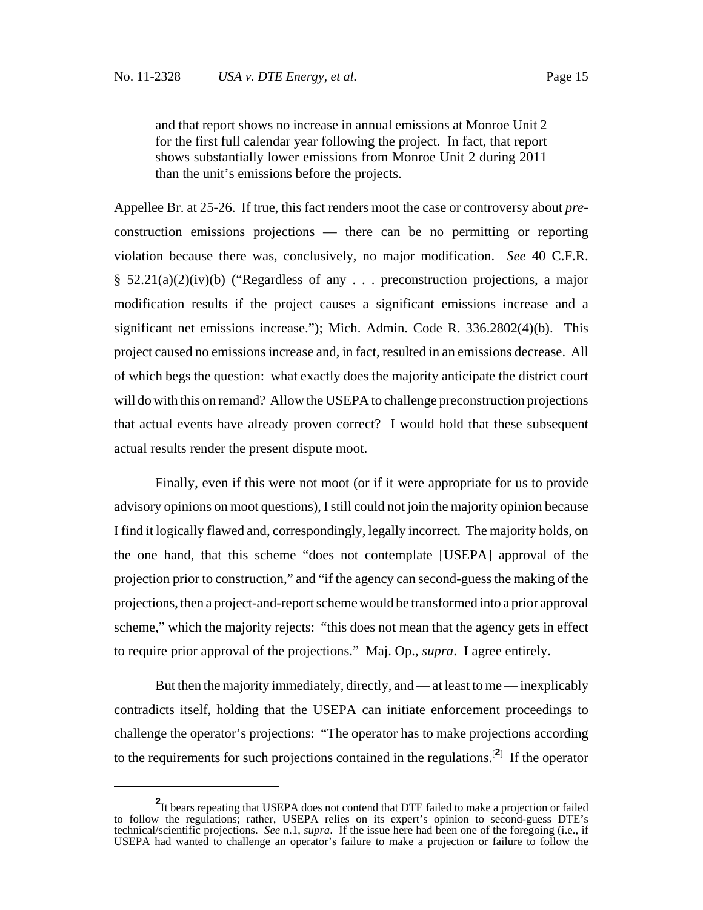> and that report shows no increase in annual emissions at Monroe Unit 2 for the first full calendar year following the project. In fact, that report shows substantially lower emissions from Monroe Unit 2 during 2011 than the unit's emissions before the projects.

Appellee Br. at 25-26. If true, this fact renders moot the case or controversy about *pre*-construction emissions projections — there can be no permitting or reporting violation because there was, conclusively, no major modification. *See* 40 C.F.R. § 52.21(a)(2)(iv)(b) ("Regardless of any . . . preconstruction projections, a major modification results if the project causes a significant emissions increase and a significant net emissions increase."); Mich. Admin. Code R. 336.2802(4)(b). This project caused no emissions increase and, in fact, resulted in an emissions decrease. All of which begs the question: what exactly does the majority anticipate the district court will do with this on remand? Allow the USEPA to challenge preconstruction projections that actual events have already proven correct? I would hold that these subsequent actual results render the present dispute moot.

Finally, even if this were not moot (or if it were appropriate for us to provide advisory opinions on moot questions), I still could not join the majority opinion because I find it logically flawed and, correspondingly, legally incorrect. The majority holds, on the one hand, that this scheme "does not contemplate [USEPA] approval of the projection prior to construction," and "if the agency can second-guess the making of the projections, then a project-and-report scheme would be transformed into a prior approval scheme," which the majority rejects: "this does not mean that the agency gets in effect to require prior approval of the projections." Maj. Op., *supra*. I agree entirely.

But then the majority immediately, directly, and — at least to me — inexplicably contradicts itself, holding that the USEPA can initiate enforcement proceedings to challenge the operator's projections: "The operator has to make projections according to the requirements for such projections contained in the regulations.[2] If the operator

[2] It bears repeating that USEPA does not contend that DTE failed to make a projection or failed to follow the regulations; rather, USEPA relies on its expert's opinion to second-guess DTE's technical/scientific projections. *See* n.1, *supra*. If the issue here had been one of the foregoing (i.e., if USEPA had wanted to challenge an operator's failure to make a projection or failure to follow the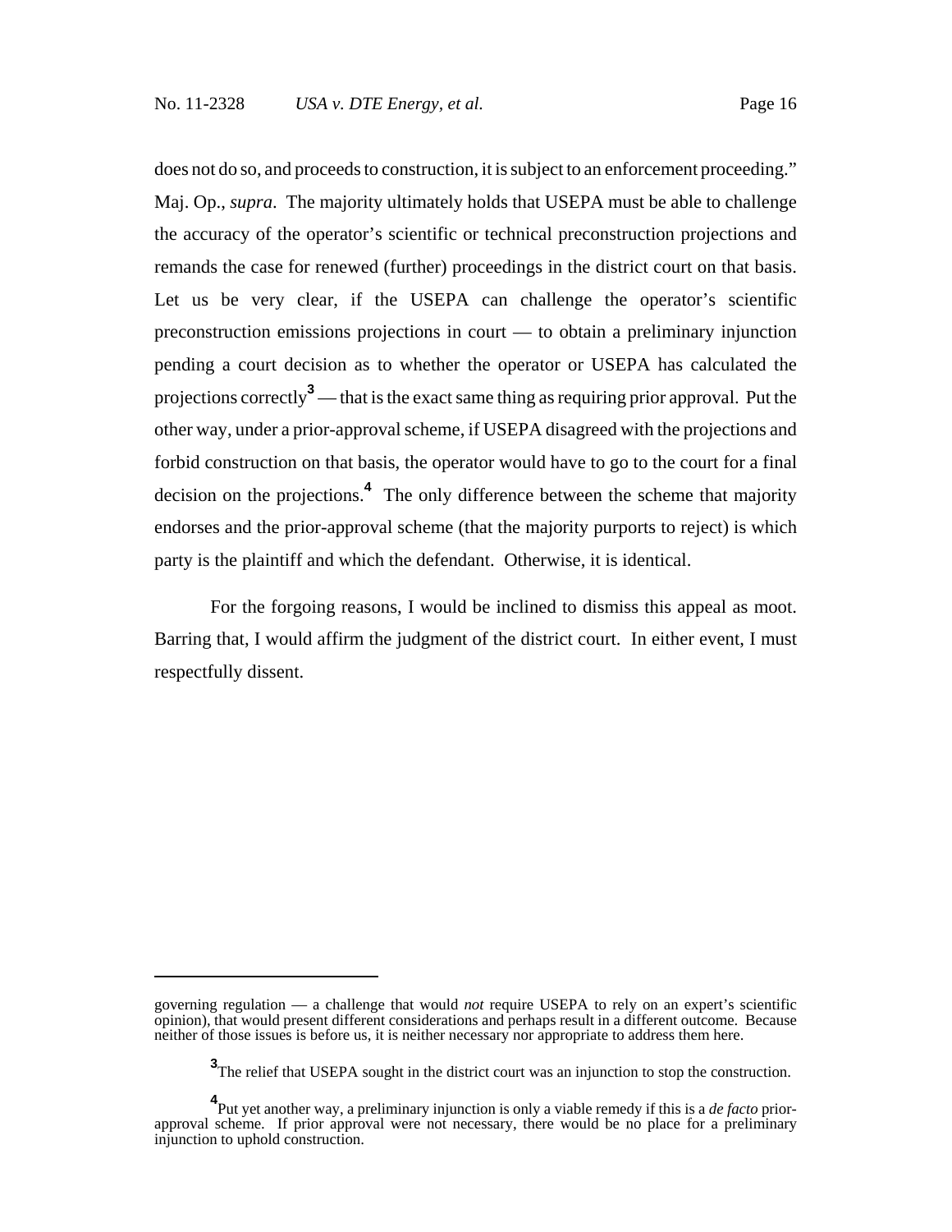does not do so, and proceeds to construction, it is subject to an enforcement proceeding." Maj. Op., *supra*. The majority ultimately holds that USEPA must be able to challenge the accuracy of the operator's scientific or technical preconstruction projections and remands the case for renewed (further) proceedings in the district court on that basis. Let us be very clear, if the USEPA can challenge the operator's scientific preconstruction emissions projections in court — to obtain a preliminary injunction pending a court decision as to whether the operator or USEPA has calculated the projections correctly[3] — that is the exact same thing as requiring prior approval. Put the other way, under a prior-approval scheme, if USEPA disagreed with the projections and forbid construction on that basis, the operator would have to go to the court for a final decision on the projections.[4] The only difference between the scheme that majority endorses and the prior-approval scheme (that the majority purports to reject) is which party is the plaintiff and which the defendant. Otherwise, it is identical.

For the forgoing reasons, I would be inclined to dismiss this appeal as moot. Barring that, I would affirm the judgment of the district court. In either event, I must respectfully dissent.

---

governing regulation — a challenge that would *not* require USEPA to rely on an expert's scientific opinion), that would present different considerations and perhaps result in a different outcome. Because neither of those issues is before us, it is neither necessary nor appropriate to address them here.

[3] The relief that USEPA sought in the district court was an injunction to stop the construction.

[4] Put yet another way, a preliminary injunction is only a viable remedy if this is a *de facto* prior-approval scheme. If prior approval were not necessary, there would be no place for a preliminary injunction to uphold construction.